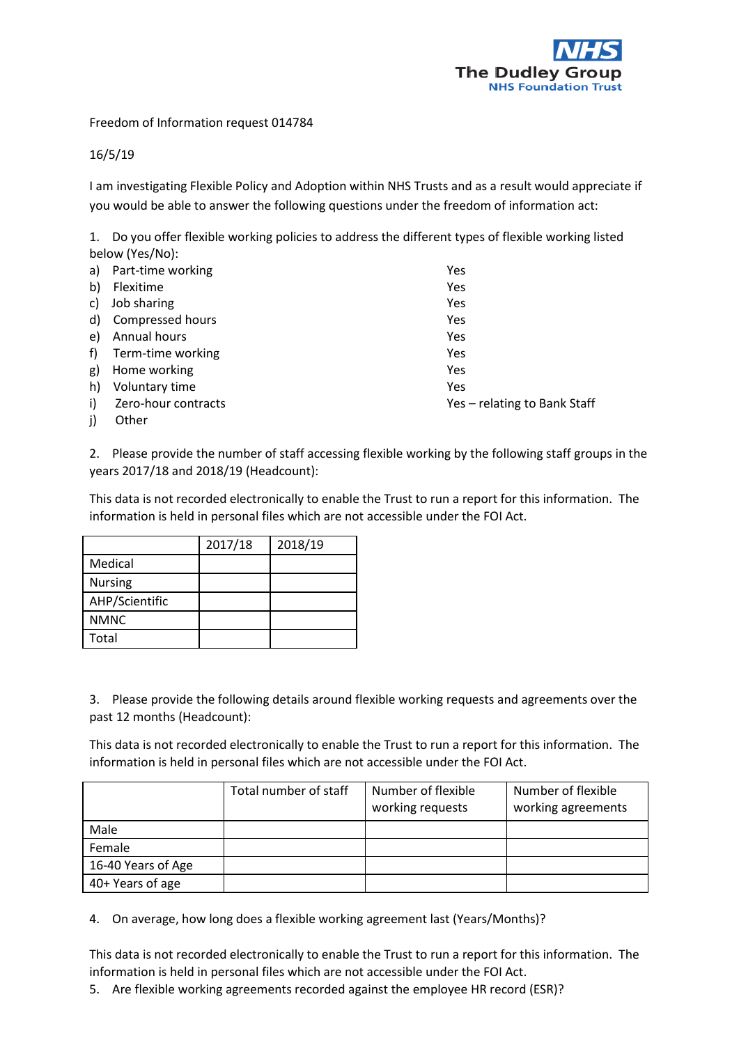The Dudley Group
NHS Foundation Trust

Freedom of Information request 014784

16/5/19

I am investigating Flexible Policy and Adoption within NHS Trusts and as a result would appreciate if you would be able to answer the following questions under the freedom of information act:

1. Do you offer flexible working policies to address the different types of flexible working listed below (Yes/No):

| | |
|---|---|
| a) Part-time working | Yes |
| b) Flexitime | Yes |
| c) Job sharing | Yes |
| d) Compressed hours | Yes |
| e) Annual hours | Yes |
| f) Term-time working | Yes |
| g) Home working | Yes |
| h) Voluntary time | Yes |
| i) Zero-hour contracts | Yes – relating to Bank Staff |
| j) Other | |

2. Please provide the number of staff accessing flexible working by the following staff groups in the years 2017/18 and 2018/19 (Headcount):

This data is not recorded electronically to enable the Trust to run a report for this information. The information is held in personal files which are not accessible under the FOI Act.

| | 2017/18 | 2018/19 |
|---|---|---|
| Medical | | |
| Nursing | | |
| AHP/Scientific | | |
| NMNC | | |
| Total | | |

3. Please provide the following details around flexible working requests and agreements over the past 12 months (Headcount):

This data is not recorded electronically to enable the Trust to run a report for this information. The information is held in personal files which are not accessible under the FOI Act.

| | Total number of staff | Number of flexible working requests | Number of flexible working agreements |
|---|---|---|---|
| Male | | | |
| Female | | | |
| 16-40 Years of Age | | | |
| 40+ Years of age | | | |

4. On average, how long does a flexible working agreement last (Years/Months)?

This data is not recorded electronically to enable the Trust to run a report for this information. The information is held in personal files which are not accessible under the FOI Act.

5. Are flexible working agreements recorded against the employee HR record (ESR)?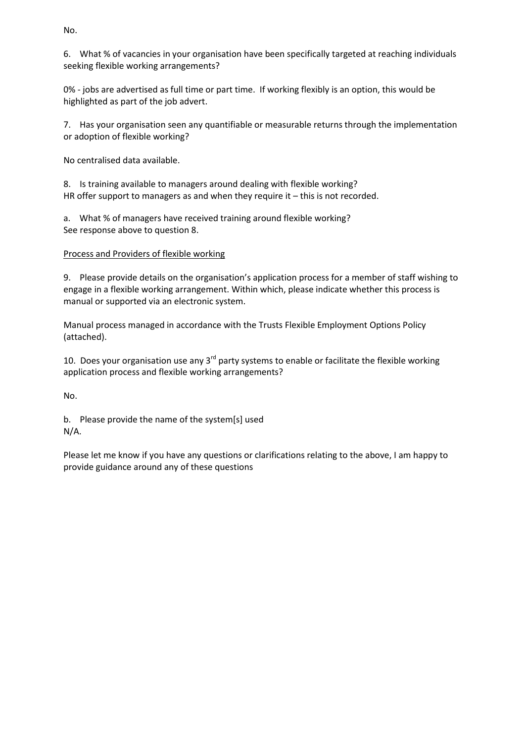No.

6. What % of vacancies in your organisation have been specifically targeted at reaching individuals seeking flexible working arrangements?

0% - jobs are advertised as full time or part time. If working flexibly is an option, this would be highlighted as part of the job advert.

7. Has your organisation seen any quantifiable or measurable returns through the implementation or adoption of flexible working?

No centralised data available.

8. Is training available to managers around dealing with flexible working?
HR offer support to managers as and when they require it – this is not recorded.

a. What % of managers have received training around flexible working?
See response above to question 8.

Process and Providers of flexible working

9. Please provide details on the organisation's application process for a member of staff wishing to engage in a flexible working arrangement. Within which, please indicate whether this process is manual or supported via an electronic system.

Manual process managed in accordance with the Trusts Flexible Employment Options Policy (attached).

10. Does your organisation use any 3rd party systems to enable or facilitate the flexible working application process and flexible working arrangements?

No.

b. Please provide the name of the system[s] used
N/A.

Please let me know if you have any questions or clarifications relating to the above, I am happy to provide guidance around any of these questions